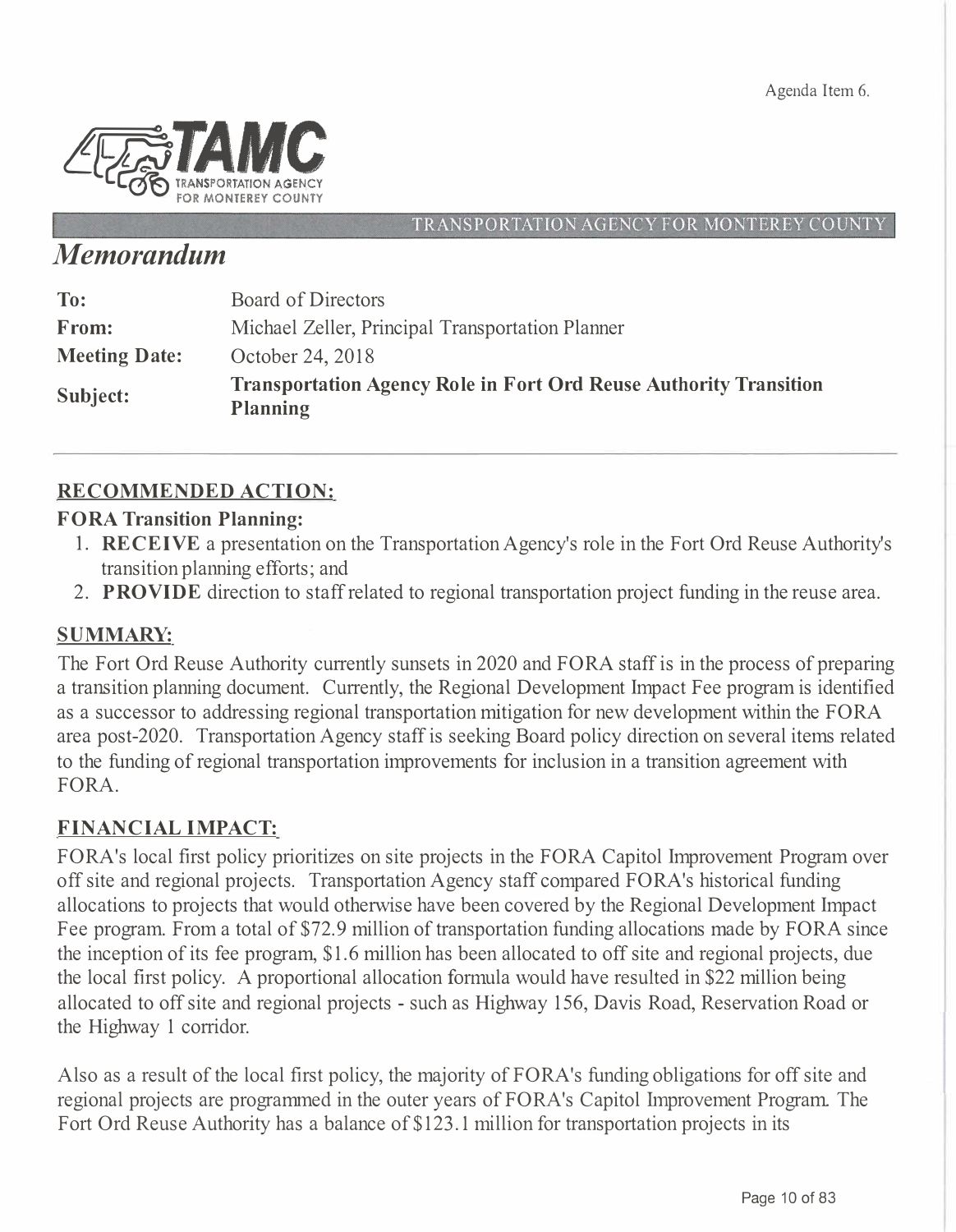Agenda Item 6.

TRANSPORTATION AGENCY FOR MONTEREY COUNTY

# *Memorandum*

| | |
|---|---|
| **To:** | Board of Directors |
| **From:** | Michael Zeller, Principal Transportation Planner |
| **Meeting Date:** | October 24, 2018 |
| **Subject:** | **Transportation Agency Role in Fort Ord Reuse Authority Transition Planning** |

## RECOMMENDED ACTION:

**FORA Transition Planning:**

1. **RECEIVE** a presentation on the Transportation Agency's role in the Fort Ord Reuse Authority's transition planning efforts; and
2. **PROVIDE** direction to staff related to regional transportation project funding in the reuse area.

## SUMMARY:

The Fort Ord Reuse Authority currently sunsets in 2020 and FORA staff is in the process of preparing a transition planning document. Currently, the Regional Development Impact Fee program is identified as a successor to addressing regional transportation mitigation for new development within the FORA area post-2020. Transportation Agency staff is seeking Board policy direction on several items related to the funding of regional transportation improvements for inclusion in a transition agreement with FORA.

## FINANCIAL IMPACT:

FORA's local first policy prioritizes on site projects in the FORA Capitol Improvement Program over off site and regional projects. Transportation Agency staff compared FORA's historical funding allocations to projects that would otherwise have been covered by the Regional Development Impact Fee program. From a total of $72.9 million of transportation funding allocations made by FORA since the inception of its fee program, $1.6 million has been allocated to off site and regional projects, due the local first policy. A proportional allocation formula would have resulted in $22 million being allocated to off site and regional projects - such as Highway 156, Davis Road, Reservation Road or the Highway 1 corridor.

Also as a result of the local first policy, the majority of FORA's funding obligations for off site and regional projects are programmed in the outer years of FORA's Capitol Improvement Program. The Fort Ord Reuse Authority has a balance of $123.1 million for transportation projects in its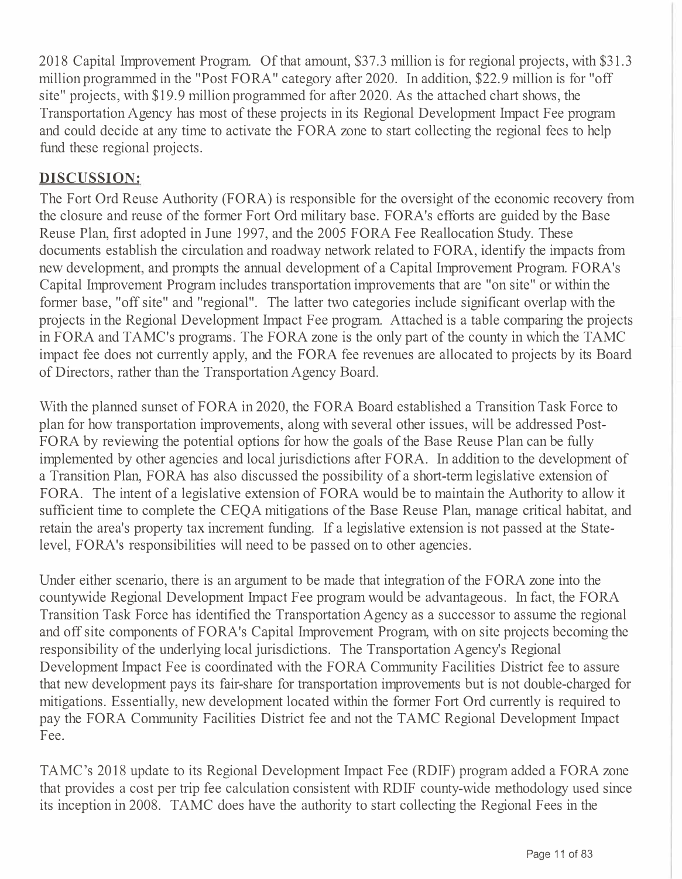2018 Capital Improvement Program. Of that amount, $37.3 million is for regional projects, with $31.3 million programmed in the "Post FORA" category after 2020. In addition, $22.9 million is for "off site" projects, with $19.9 million programmed for after 2020. As the attached chart shows, the Transportation Agency has most of these projects in its Regional Development Impact Fee program and could decide at any time to activate the FORA zone to start collecting the regional fees to help fund these regional projects.

## DISCUSSION:

The Fort Ord Reuse Authority (FORA) is responsible for the oversight of the economic recovery from the closure and reuse of the former Fort Ord military base. FORA's efforts are guided by the Base Reuse Plan, first adopted in June 1997, and the 2005 FORA Fee Reallocation Study. These documents establish the circulation and roadway network related to FORA, identify the impacts from new development, and prompts the annual development of a Capital Improvement Program. FORA's Capital Improvement Program includes transportation improvements that are "on site" or within the former base, "off site" and "regional". The latter two categories include significant overlap with the projects in the Regional Development Impact Fee program. Attached is a table comparing the projects in FORA and TAMC's programs. The FORA zone is the only part of the county in which the TAMC impact fee does not currently apply, and the FORA fee revenues are allocated to projects by its Board of Directors, rather than the Transportation Agency Board.

With the planned sunset of FORA in 2020, the FORA Board established a Transition Task Force to plan for how transportation improvements, along with several other issues, will be addressed Post-FORA by reviewing the potential options for how the goals of the Base Reuse Plan can be fully implemented by other agencies and local jurisdictions after FORA. In addition to the development of a Transition Plan, FORA has also discussed the possibility of a short-term legislative extension of FORA. The intent of a legislative extension of FORA would be to maintain the Authority to allow it sufficient time to complete the CEQA mitigations of the Base Reuse Plan, manage critical habitat, and retain the area's property tax increment funding. If a legislative extension is not passed at the State-level, FORA's responsibilities will need to be passed on to other agencies.

Under either scenario, there is an argument to be made that integration of the FORA zone into the countywide Regional Development Impact Fee program would be advantageous. In fact, the FORA Transition Task Force has identified the Transportation Agency as a successor to assume the regional and off site components of FORA's Capital Improvement Program, with on site projects becoming the responsibility of the underlying local jurisdictions. The Transportation Agency's Regional Development Impact Fee is coordinated with the FORA Community Facilities District fee to assure that new development pays its fair-share for transportation improvements but is not double-charged for mitigations. Essentially, new development located within the former Fort Ord currently is required to pay the FORA Community Facilities District fee and not the TAMC Regional Development Impact Fee.

TAMC's 2018 update to its Regional Development Impact Fee (RDIF) program added a FORA zone that provides a cost per trip fee calculation consistent with RDIF county-wide methodology used since its inception in 2008. TAMC does have the authority to start collecting the Regional Fees in the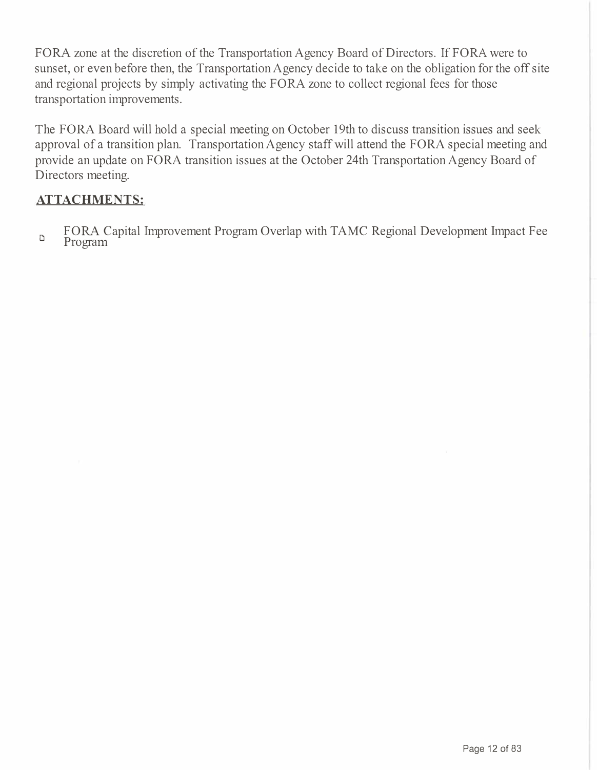FORA zone at the discretion of the Transportation Agency Board of Directors. If FORA were to sunset, or even before then, the Transportation Agency decide to take on the obligation for the off site and regional projects by simply activating the FORA zone to collect regional fees for those transportation improvements.

The FORA Board will hold a special meeting on October 19th to discuss transition issues and seek approval of a transition plan. Transportation Agency staff will attend the FORA special meeting and provide an update on FORA transition issues at the October 24th Transportation Agency Board of Directors meeting.

## ATTACHMENTS:

- FORA Capital Improvement Program Overlap with TAMC Regional Development Impact Fee Program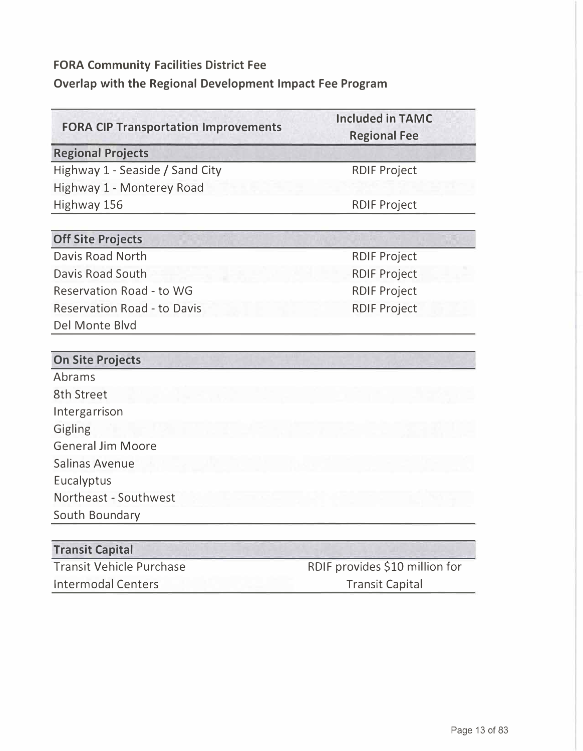**FORA Community Facilities District Fee**

**Overlap with the Regional Development Impact Fee Program**

| FORA CIP Transportation Improvements | Included in TAMC Regional Fee |
| --- | --- |
| **Regional Projects** | |
| Highway 1 - Seaside / Sand City | RDIF Project |
| Highway 1 - Monterey Road | |
| Highway 156 | RDIF Project |
| **Off Site Projects** | |
| Davis Road North | RDIF Project |
| Davis Road South | RDIF Project |
| Reservation Road - to WG | RDIF Project |
| Reservation Road - to Davis | RDIF Project |
| Del Monte Blvd | |
| **On Site Projects** | |
| Abrams | |
| 8th Street | |
| Intergarrison | |
| Gigling | |
| General Jim Moore | |
| Salinas Avenue | |
| Eucalyptus | |
| Northeast - Southwest | |
| South Boundary | |
| **Transit Capital** | |
| Transit Vehicle Purchase | RDIF provides $10 million for Transit Capital |
| Intermodal Centers | |